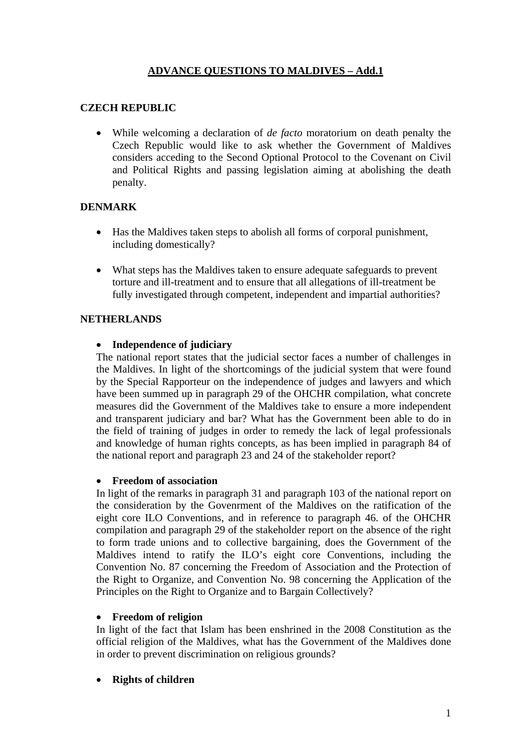# ADVANCE QUESTIONS TO MALDIVES – Add.1

## CZECH REPUBLIC

- While welcoming a declaration of *de facto* moratorium on death penalty the Czech Republic would like to ask whether the Government of Maldives considers acceding to the Second Optional Protocol to the Covenant on Civil and Political Rights and passing legislation aiming at abolishing the death penalty.

## DENMARK

- Has the Maldives taken steps to abolish all forms of corporal punishment, including domestically?

- What steps has the Maldives taken to ensure adequate safeguards to prevent torture and ill-treatment and to ensure that all allegations of ill-treatment be fully investigated through competent, independent and impartial authorities?

## NETHERLANDS

- **Independence of judiciary**

The national report states that the judicial sector faces a number of challenges in the Maldives. In light of the shortcomings of the judicial system that were found by the Special Rapporteur on the independence of judges and lawyers and which have been summed up in paragraph 29 of the OHCHR compilation, what concrete measures did the Government of the Maldives take to ensure a more independent and transparent judiciary and bar? What has the Government been able to do in the field of training of judges in order to remedy the lack of legal professionals and knowledge of human rights concepts, as has been implied in paragraph 84 of the national report and paragraph 23 and 24 of the stakeholder report?

- **Freedom of association**

In light of the remarks in paragraph 31 and paragraph 103 of the national report on the consideration by the Govenrment of the Maldives on the ratification of the eight core ILO Conventions, and in reference to paragraph 46. of the OHCHR compilation and paragraph 29 of the stakeholder report on the absence of the right to form trade unions and to collective bargaining, does the Government of the Maldives intend to ratify the ILO's eight core Conventions, including the Convention No. 87 concerning the Freedom of Association and the Protection of the Right to Organize, and Convention No. 98 concerning the Application of the Principles on the Right to Organize and to Bargain Collectively?

- **Freedom of religion**

In light of the fact that Islam has been enshrined in the 2008 Constitution as the official religion of the Maldives, what has the Government of the Maldives done in order to prevent discrimination on religious grounds?

- **Rights of children**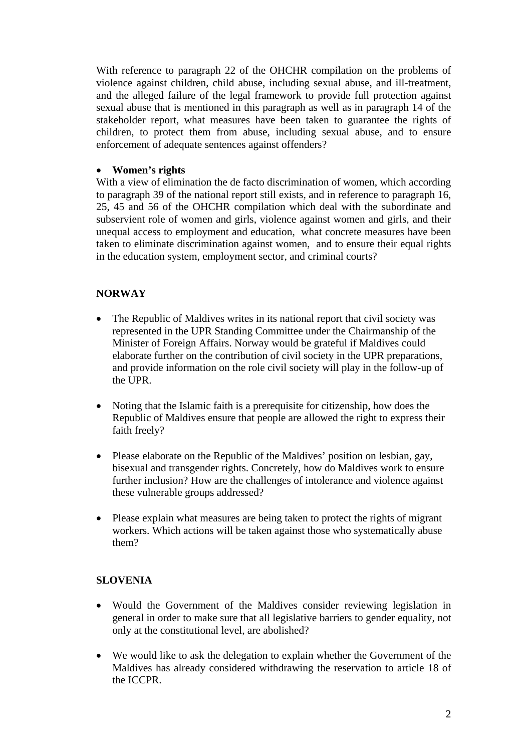With reference to paragraph 22 of the OHCHR compilation on the problems of violence against children, child abuse, including sexual abuse, and ill-treatment, and the alleged failure of the legal framework to provide full protection against sexual abuse that is mentioned in this paragraph as well as in paragraph 14 of the stakeholder report, what measures have been taken to guarantee the rights of children, to protect them from abuse, including sexual abuse, and to ensure enforcement of adequate sentences against offenders?

- **Women's rights**

With a view of elimination the de facto discrimination of women, which according to paragraph 39 of the national report still exists, and in reference to paragraph 16, 25, 45 and 56 of the OHCHR compilation which deal with the subordinate and subservient role of women and girls, violence against women and girls, and their unequal access to employment and education, what concrete measures have been taken to eliminate discrimination against women, and to ensure their equal rights in the education system, employment sector, and criminal courts?

**NORWAY**

- The Republic of Maldives writes in its national report that civil society was represented in the UPR Standing Committee under the Chairmanship of the Minister of Foreign Affairs. Norway would be grateful if Maldives could elaborate further on the contribution of civil society in the UPR preparations, and provide information on the role civil society will play in the follow-up of the UPR.
- Noting that the Islamic faith is a prerequisite for citizenship, how does the Republic of Maldives ensure that people are allowed the right to express their faith freely?
- Please elaborate on the Republic of the Maldives' position on lesbian, gay, bisexual and transgender rights. Concretely, how do Maldives work to ensure further inclusion? How are the challenges of intolerance and violence against these vulnerable groups addressed?
- Please explain what measures are being taken to protect the rights of migrant workers. Which actions will be taken against those who systematically abuse them?

**SLOVENIA**

- Would the Government of the Maldives consider reviewing legislation in general in order to make sure that all legislative barriers to gender equality, not only at the constitutional level, are abolished?
- We would like to ask the delegation to explain whether the Government of the Maldives has already considered withdrawing the reservation to article 18 of the ICCPR.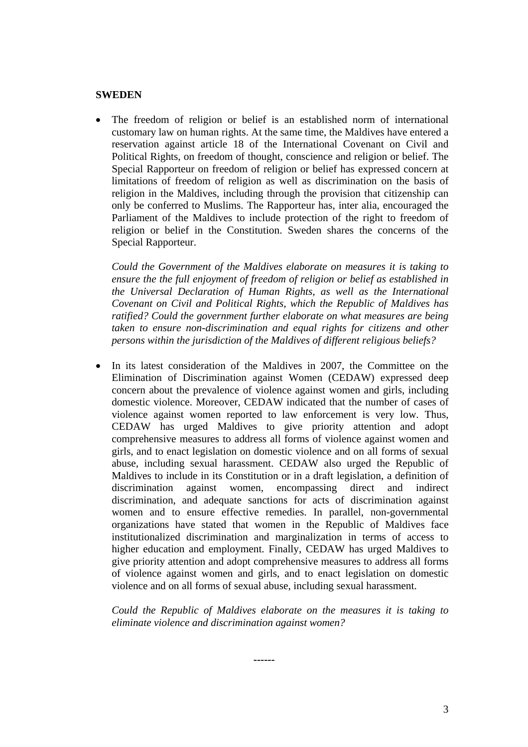**SWEDEN**

- The freedom of religion or belief is an established norm of international customary law on human rights. At the same time, the Maldives have entered a reservation against article 18 of the International Covenant on Civil and Political Rights, on freedom of thought, conscience and religion or belief. The Special Rapporteur on freedom of religion or belief has expressed concern at limitations of freedom of religion as well as discrimination on the basis of religion in the Maldives, including through the provision that citizenship can only be conferred to Muslims. The Rapporteur has, inter alia, encouraged the Parliament of the Maldives to include protection of the right to freedom of religion or belief in the Constitution. Sweden shares the concerns of the Special Rapporteur.

  *Could the Government of the Maldives elaborate on measures it is taking to ensure the the full enjoyment of freedom of religion or belief as established in the Universal Declaration of Human Rights, as well as the International Covenant on Civil and Political Rights, which the Republic of Maldives has ratified? Could the government further elaborate on what measures are being taken to ensure non-discrimination and equal rights for citizens and other persons within the jurisdiction of the Maldives of different religious beliefs?*

- In its latest consideration of the Maldives in 2007, the Committee on the Elimination of Discrimination against Women (CEDAW) expressed deep concern about the prevalence of violence against women and girls, including domestic violence. Moreover, CEDAW indicated that the number of cases of violence against women reported to law enforcement is very low. Thus, CEDAW has urged Maldives to give priority attention and adopt comprehensive measures to address all forms of violence against women and girls, and to enact legislation on domestic violence and on all forms of sexual abuse, including sexual harassment. CEDAW also urged the Republic of Maldives to include in its Constitution or in a draft legislation, a definition of discrimination against women, encompassing direct and indirect discrimination, and adequate sanctions for acts of discrimination against women and to ensure effective remedies. In parallel, non-governmental organizations have stated that women in the Republic of Maldives face institutionalized discrimination and marginalization in terms of access to higher education and employment. Finally, CEDAW has urged Maldives to give priority attention and adopt comprehensive measures to address all forms of violence against women and girls, and to enact legislation on domestic violence and on all forms of sexual abuse, including sexual harassment.

  *Could the Republic of Maldives elaborate on the measures it is taking to eliminate violence and discrimination against women?*

------